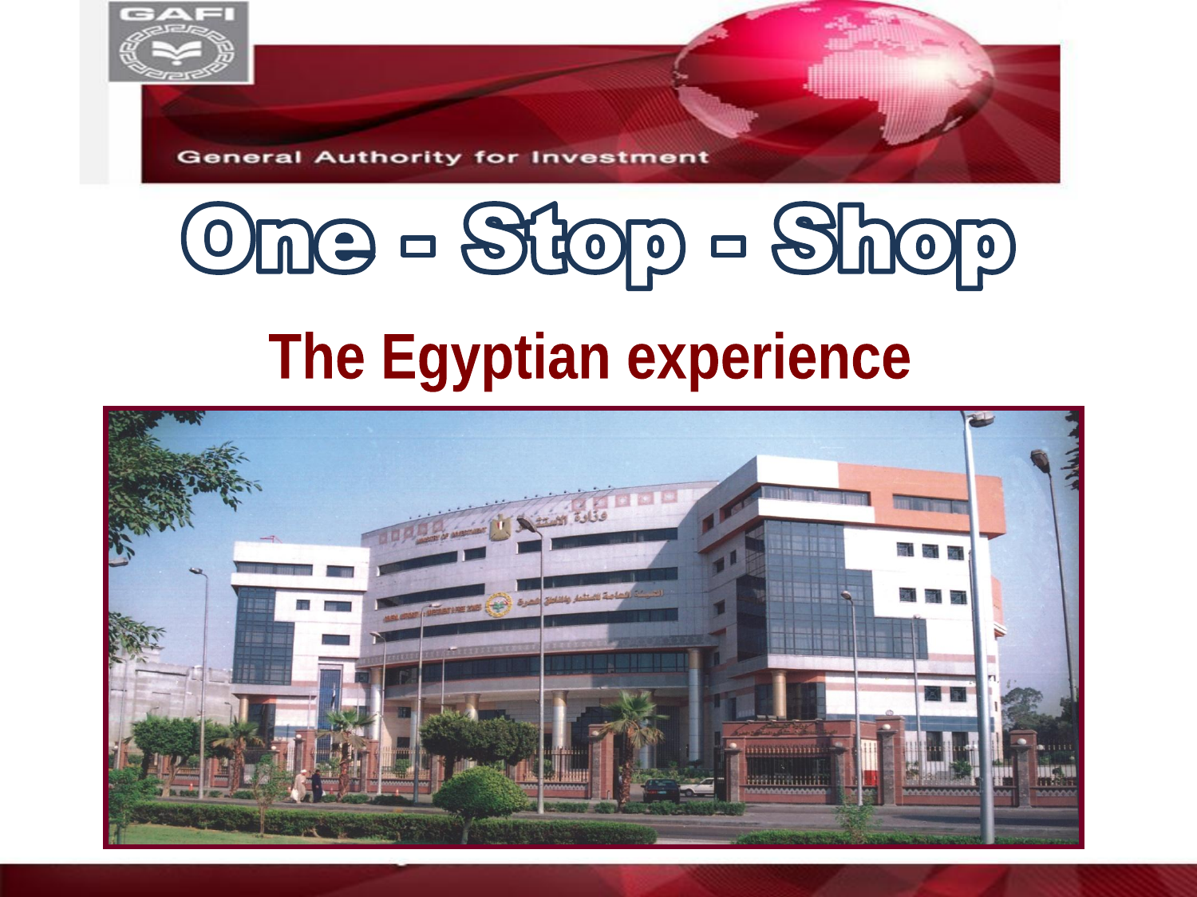GAFI

General Authority for Investment

# One - Stop - Shop

## The Egyptian experience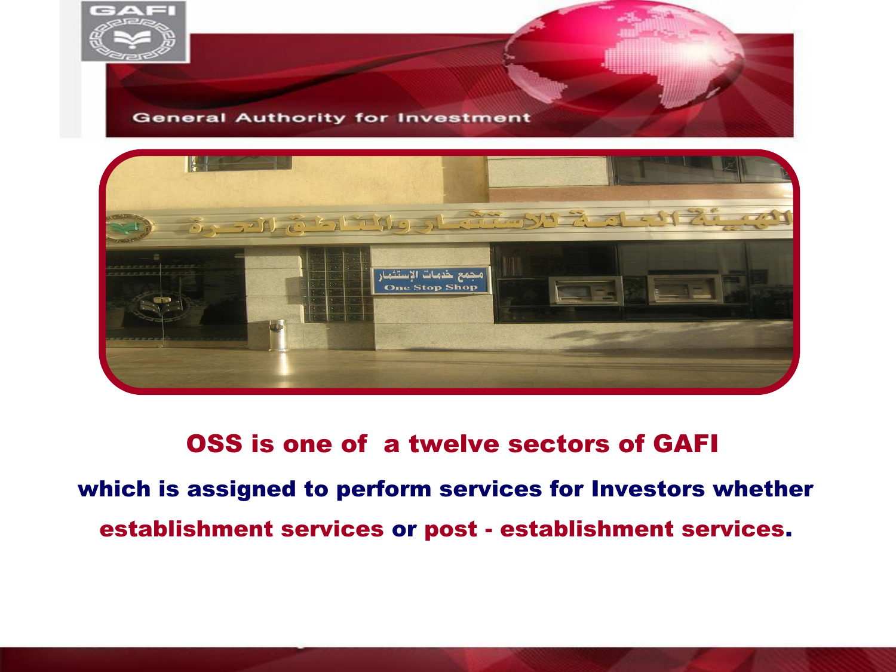GAFI

General Authority for Investment

## OSS is one of  a twelve sectors of GAFI

**which is assigned to perform services for Investors whether establishment services or post - establishment services.**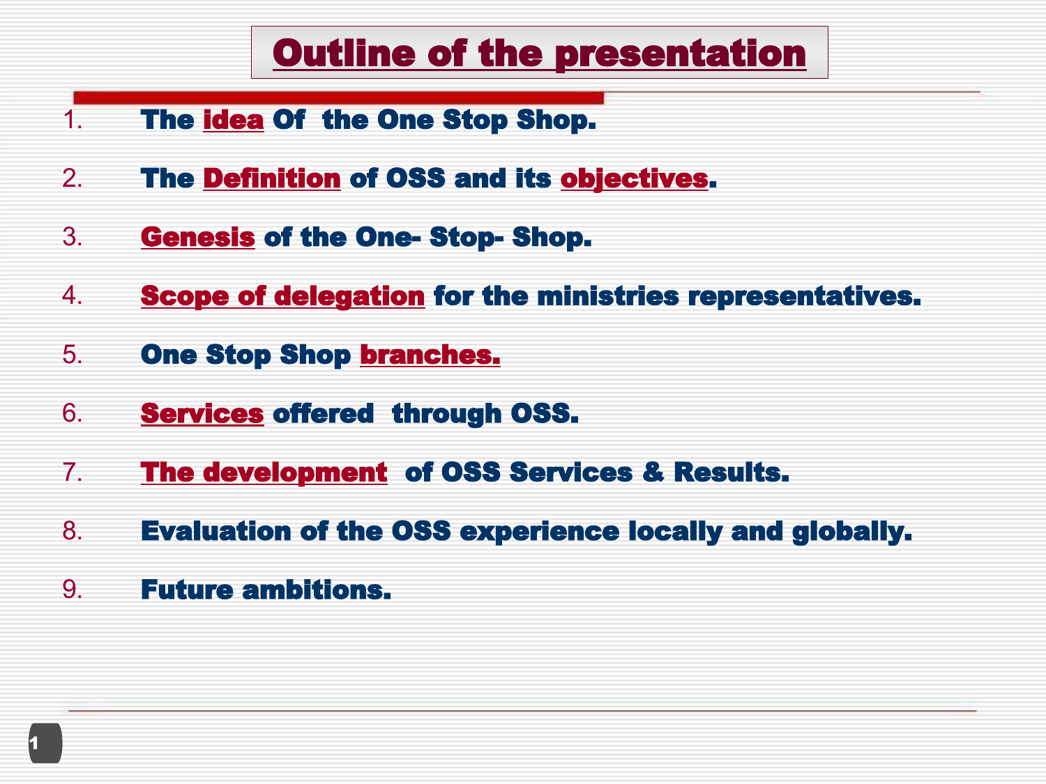# Outline of the presentation

1. The idea Of the One Stop Shop.
2. The Definition of OSS and its objectives.
3. Genesis of the One- Stop- Shop.
4. Scope of delegation for the ministries representatives.
5. One Stop Shop branches.
6. Services offered through OSS.
7. The development of OSS Services & Results.
8. Evaluation of the OSS experience locally and globally.
9. Future ambitions.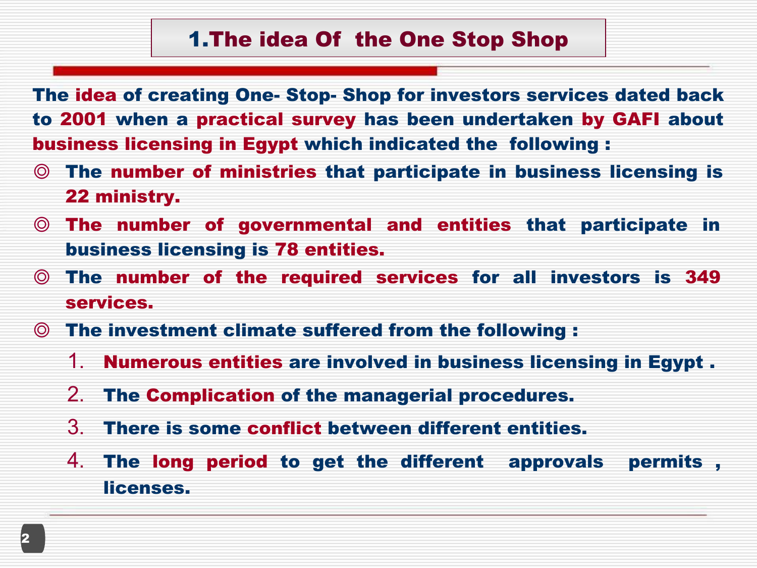# 1.The idea Of the One Stop Shop

The idea of creating One- Stop- Shop for investors services dated back to 2001 when a practical survey has been undertaken by GAFI about business licensing in Egypt which indicated the following :

- The number of ministries that participate in business licensing is 22 ministry.
- The number of governmental and entities that participate in business licensing is 78 entities.
- The number of the required services for all investors is 349 services.
- The investment climate suffered from the following :
  1. Numerous entities are involved in business licensing in Egypt .
  2. The Complication of the managerial procedures.
  3. There is some conflict between different entities.
  4. The long period to get the different approvals permits , licenses.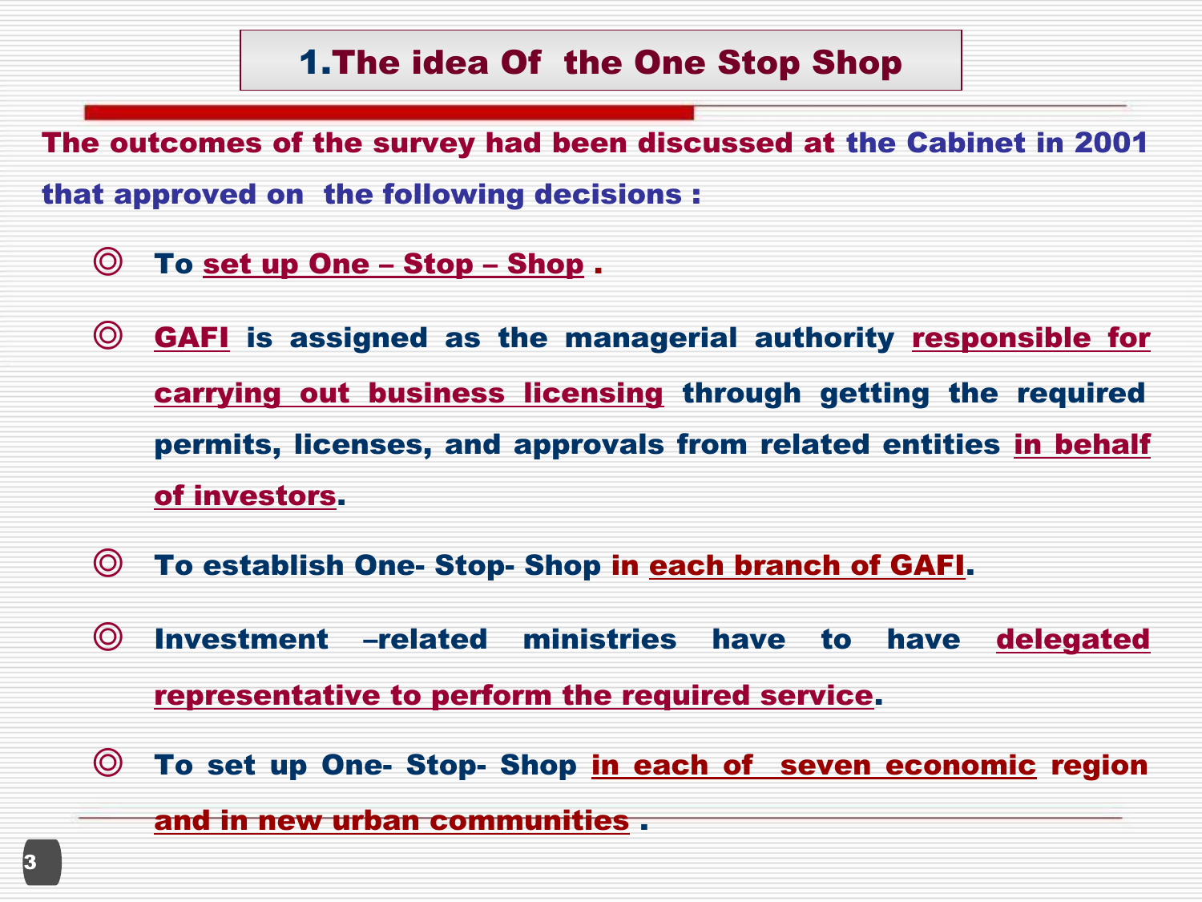# 1.The idea Of the One Stop Shop

**The outcomes of the survey had been discussed at the Cabinet in 2001 that approved on the following decisions :**

- **To set up One – Stop – Shop .**
- **GAFI is assigned as the managerial authority responsible for carrying out business licensing through getting the required permits, licenses, and approvals from related entities in behalf of investors.**
- **To establish One- Stop- Shop in each branch of GAFI.**
- **Investment –related ministries have to have delegated representative to perform the required service.**
- **To set up One- Stop- Shop in each of seven economic region and in new urban communities .**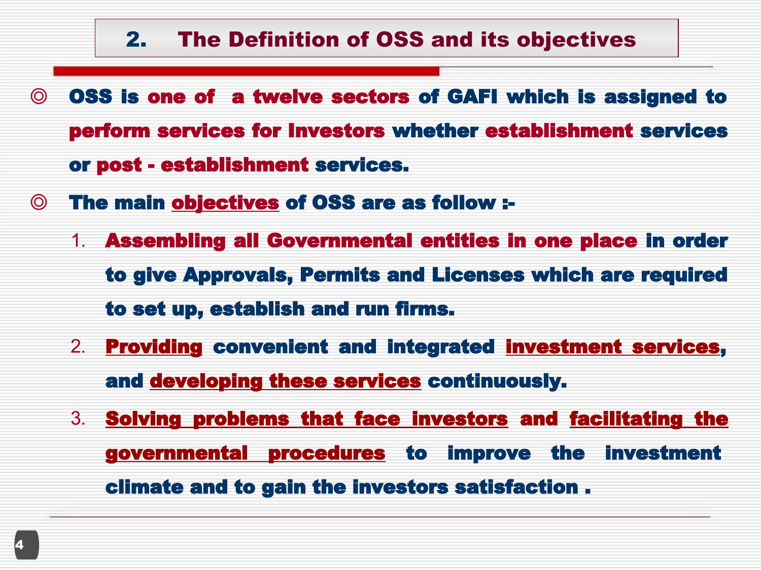## 2. The Definition of OSS and its objectives

- **OSS is one of a twelve sectors of GAFI which is assigned to perform services for Investors whether establishment services or post - establishment services.**
- **The main objectives of OSS are as follow :-**
  1. **Assembling all Governmental entities in one place in order to give Approvals, Permits and Licenses which are required to set up, establish and run firms.**
  2. **Providing convenient and integrated investment services, and developing these services continuously.**
  3. **Solving problems that face investors and facilitating the governmental procedures to improve the investment climate and to gain the investors satisfaction .**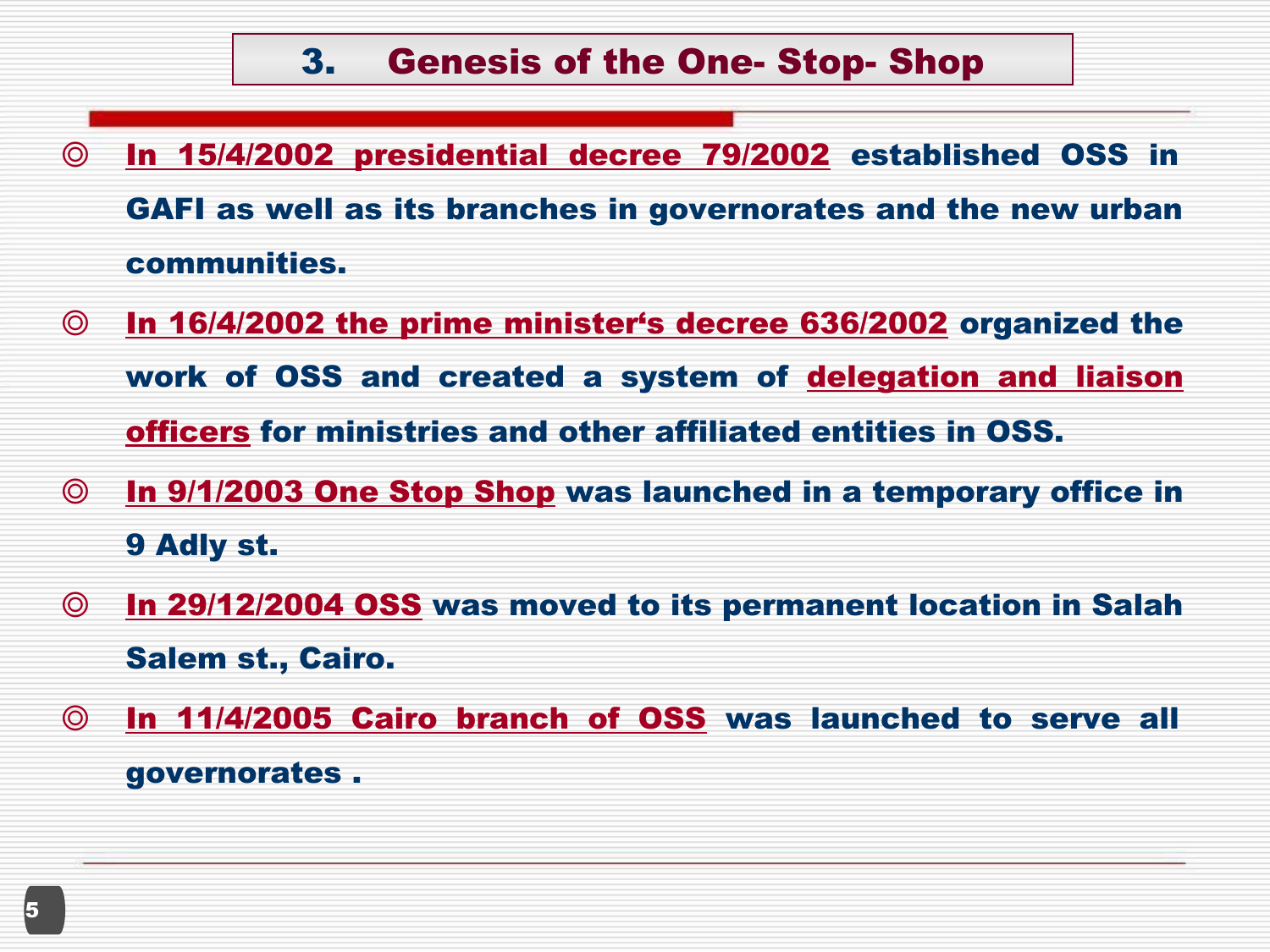# 3. Genesis of the One- Stop- Shop

- **In 15/4/2002 presidential decree 79/2002** established OSS in GAFI as well as its branches in governorates and the new urban communities.
- **In 16/4/2002 the prime minister's decree 636/2002** organized the work of OSS and created a system of **delegation and liaison officers** for ministries and other affiliated entities in OSS.
- **In 9/1/2003 One Stop Shop** was launched in a temporary office in 9 Adly st.
- **In 29/12/2004 OSS** was moved to its permanent location in Salah Salem st., Cairo.
- **In 11/4/2005 Cairo branch of OSS** was launched to serve all governorates .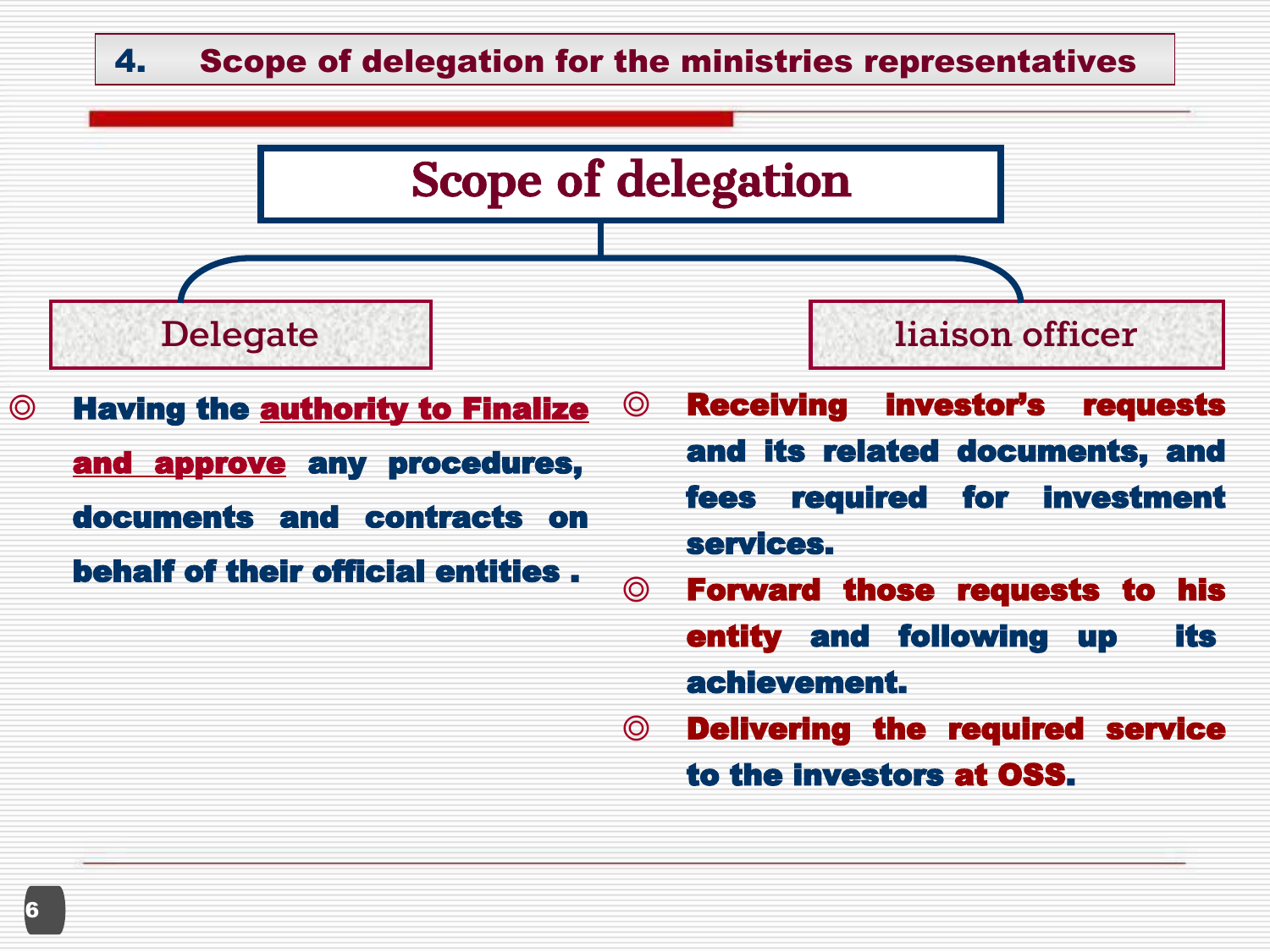# 4. Scope of delegation for the ministries representatives

## Scope of delegation

### Delegate

- Having the <u>authority to Finalize and approve</u> any procedures, documents and contracts on behalf of their official entities .

### liaison officer

- Receiving investor's requests and its related documents, and fees required for investment services.
- Forward those requests to his entity and following up its achievement.
- Delivering the required service to the investors at OSS.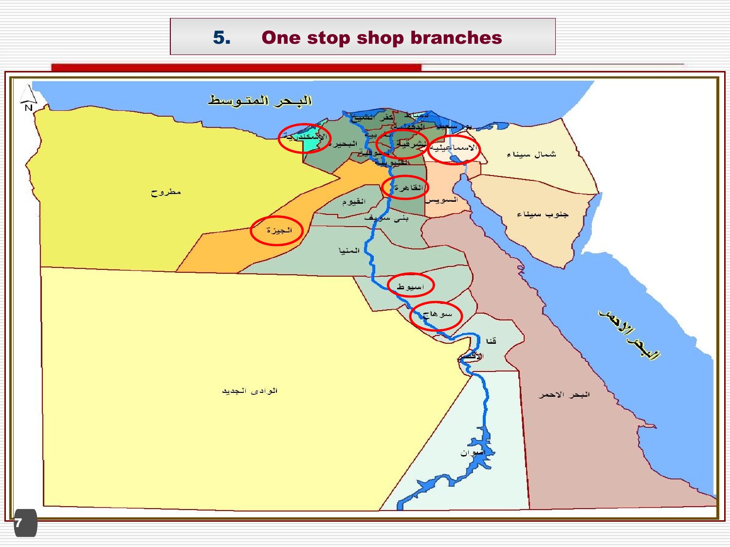# 5. One stop shop branches

البحر المتوسط

الإسكندرية

البحيرة

كفر الشيخ

دمياط

الدقهلية

بور سعيد

الغربية

الشرقية

الاسماعيلية

المنوفية

القليوبية

شمال سيناء

مطروح

القاهرة

السويس

الفيوم

جنوب سيناء

بنى سويف

الجيزة

المنيا

اسيوط

سوهاج

البحر الاحمر

قنا

الأقصر

الوادى الجديد

البحر الاحمر

اسوان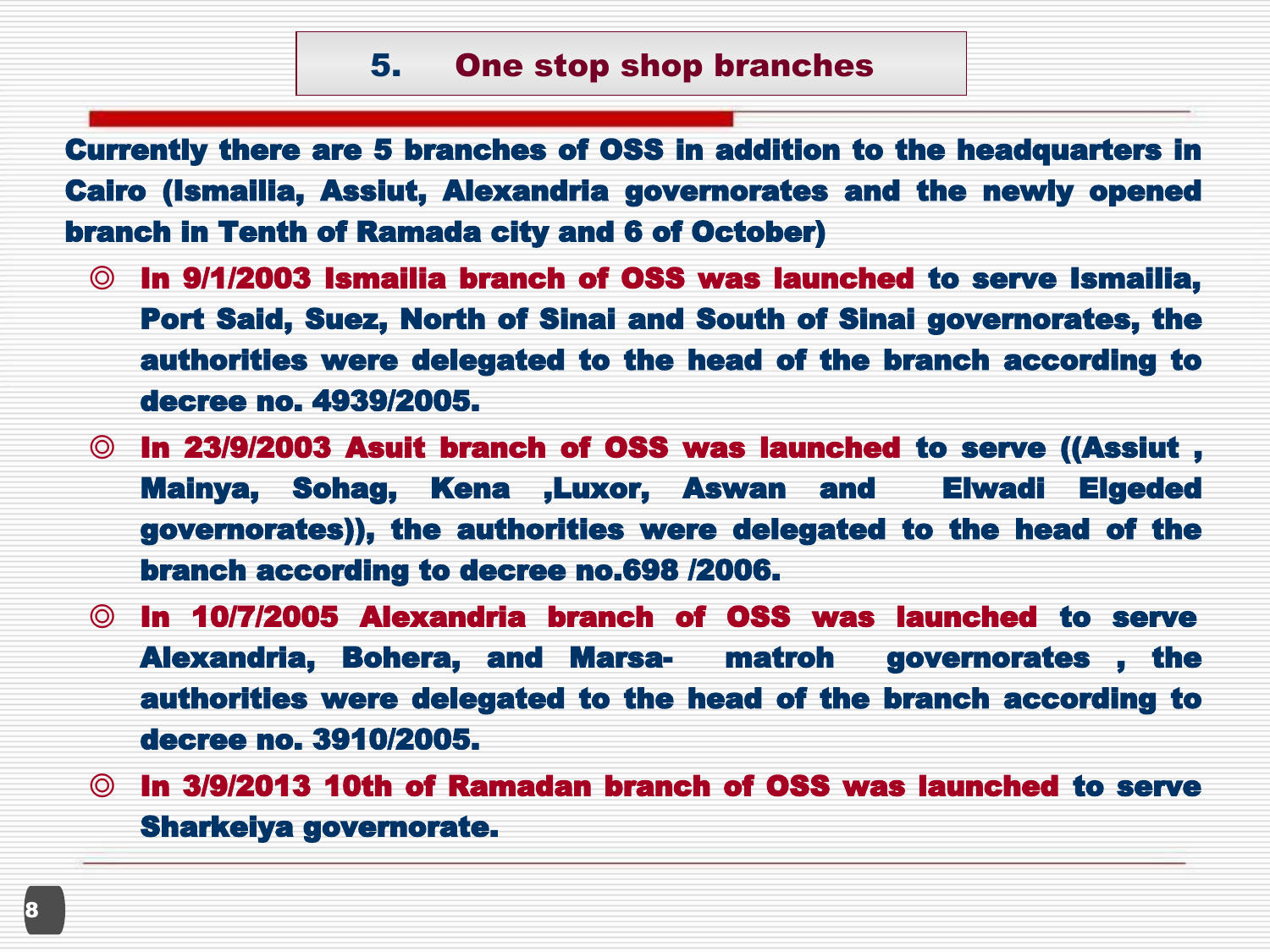## 5. One stop shop branches

**Currently there are 5 branches of OSS in addition to the headquarters in Cairo (Ismailia, Assiut, Alexandria governorates and the newly opened branch in Tenth of Ramada city and 6 of October)**

- **In 9/1/2003 Ismailia branch of OSS was launched to serve Ismailia, Port Said, Suez, North of Sinai and South of Sinai governorates, the authorities were delegated to the head of the branch according to decree no. 4939/2005.**
- **In 23/9/2003 Asuit branch of OSS was launched to serve ((Assiut , Mainya, Sohag, Kena ,Luxor, Aswan and Elwadi Elgeded governorates)), the authorities were delegated to the head of the branch according to decree no.698 /2006.**
- **In 10/7/2005 Alexandria branch of OSS was launched to serve Alexandria, Bohera, and Marsa- matroh governorates , the authorities were delegated to the head of the branch according to decree no. 3910/2005.**
- **In 3/9/2013 10th of Ramadan branch of OSS was launched to serve Sharkeiya governorate.**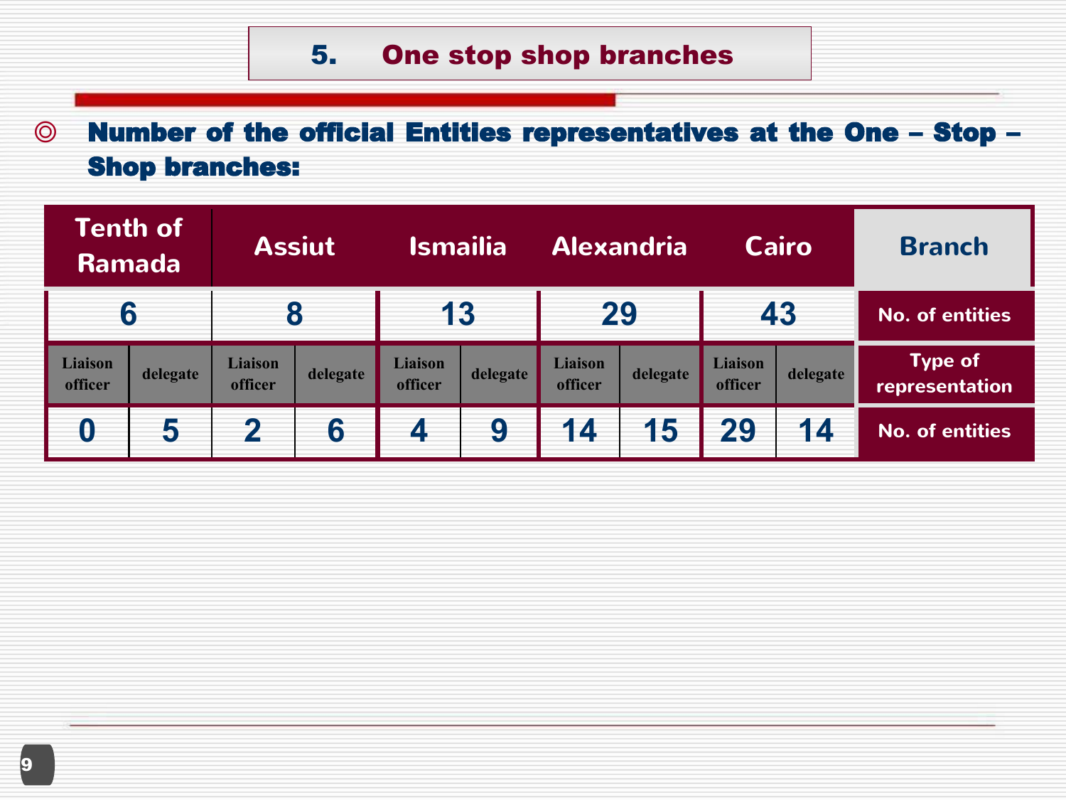## 5. One stop shop branches

- **Number of the official Entities representatives at the One – Stop – Shop branches:**

| Tenth of Ramada | | Assiut | | Ismailia | | Alexandria | | Cairo | | Branch |
|---|---|---|---|---|---|---|---|---|---|---|
| 6 | | 8 | | 13 | | 29 | | 43 | | No. of entities |
| Liaison officer | delegate | Liaison officer | delegate | Liaison officer | delegate | Liaison officer | delegate | Liaison officer | delegate | Type of representation |
| 0 | 5 | 2 | 6 | 4 | 9 | 14 | 15 | 29 | 14 | No. of entities |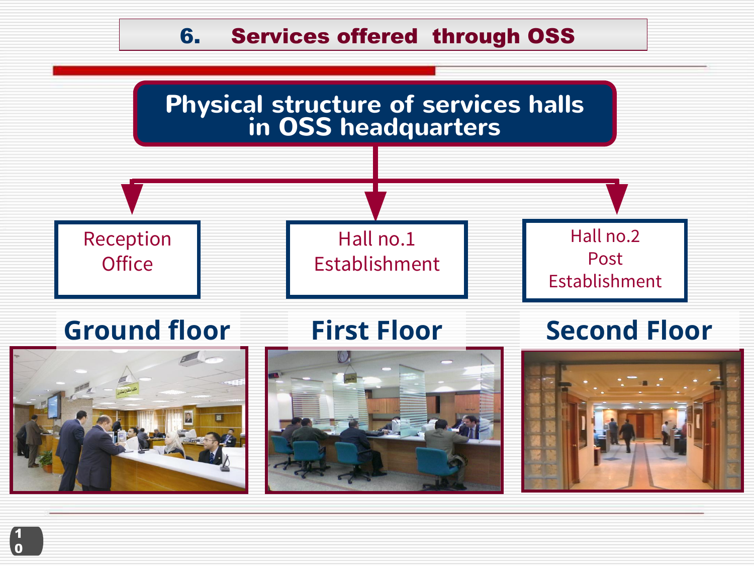## 6. Services offered through OSS

### Physical structure of services halls in OSS headquarters

- **Reception Office** — Ground floor
- **Hall no.1 Establishment** — First Floor
- **Hall no.2 Post Establishment** — Second Floor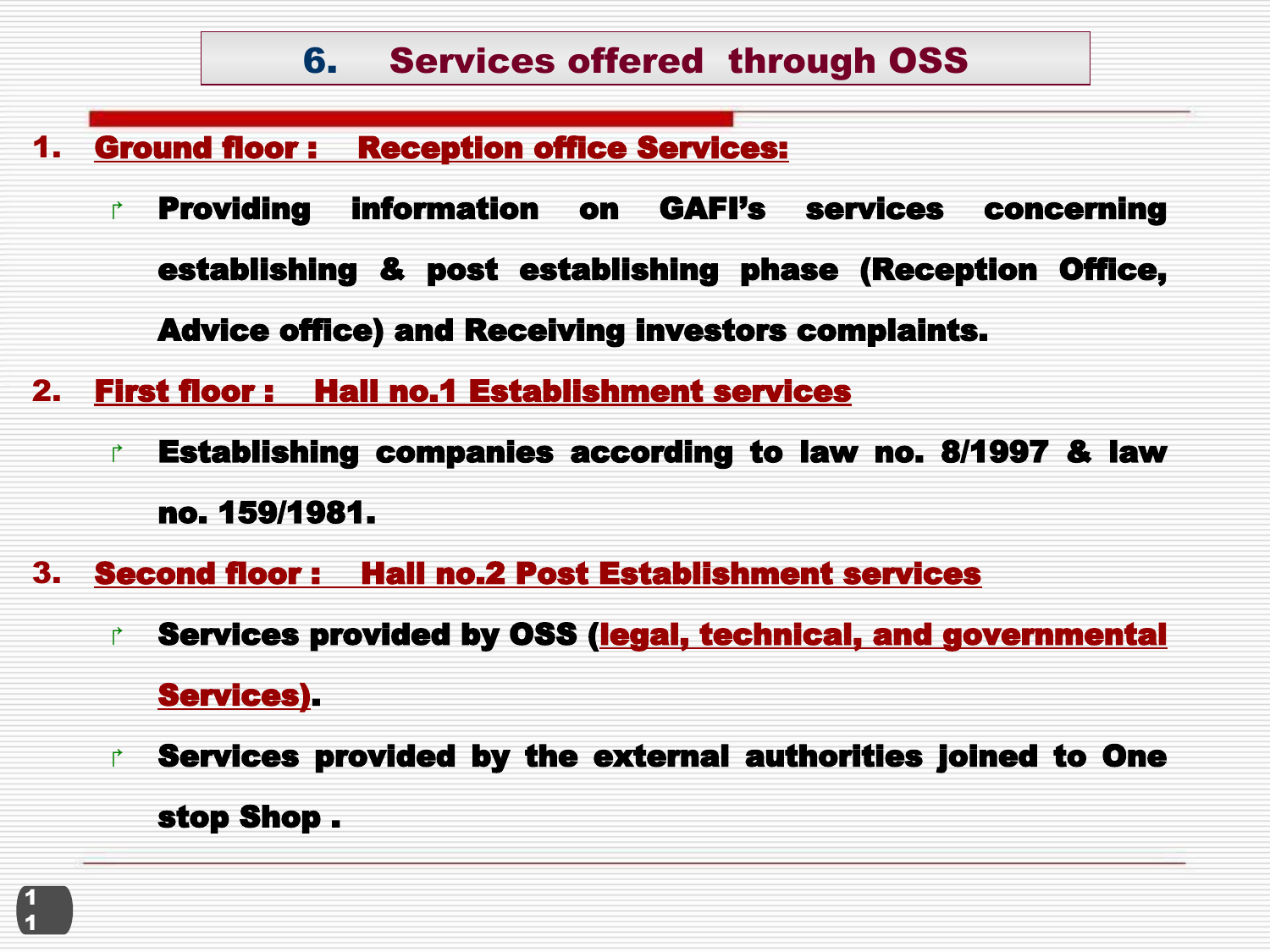# 6. Services offered through OSS

1. **Ground floor : Reception office Services:**
   - **Providing information on GAFI's services concerning establishing & post establishing phase (Reception Office, Advice office) and Receiving investors complaints.**
2. **First floor : Hall no.1 Establishment services**
   - **Establishing companies according to law no. 8/1997 & law no. 159/1981.**
3. **Second floor : Hall no.2 Post Establishment services**
   - **Services provided by OSS (legal, technical, and governmental Services).**
   - **Services provided by the external authorities joined to One stop Shop .**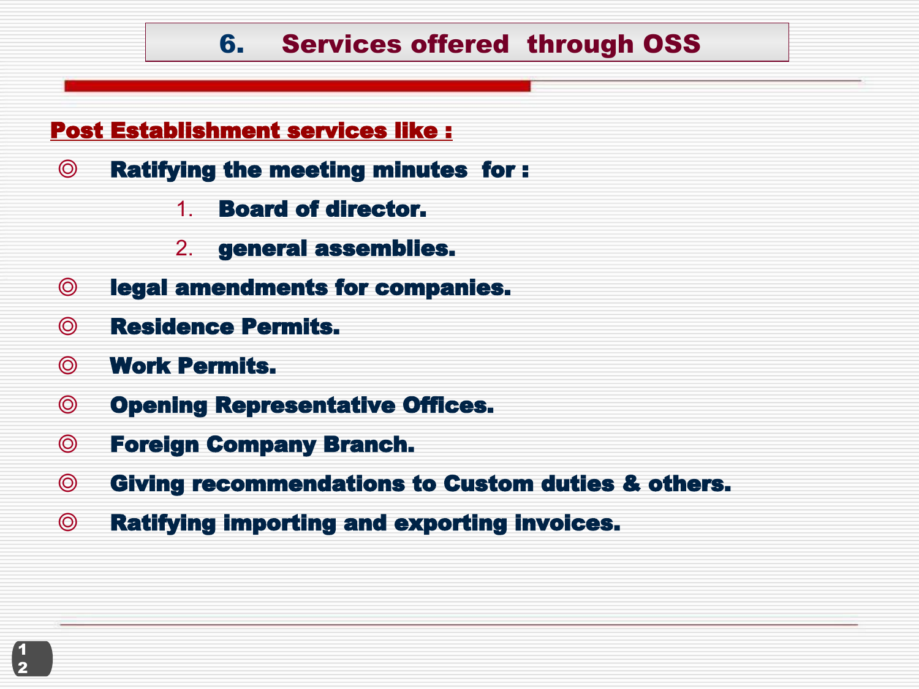## 6. Services offered through OSS

**Post Establishment services like :**

- **Ratifying the meeting minutes for :**
  1. **Board of director.**
  2. **general assemblies.**
- **legal amendments for companies.**
- **Residence Permits.**
- **Work Permits.**
- **Opening Representative Offices.**
- **Foreign Company Branch.**
- **Giving recommendations to Custom duties & others.**
- **Ratifying importing and exporting invoices.**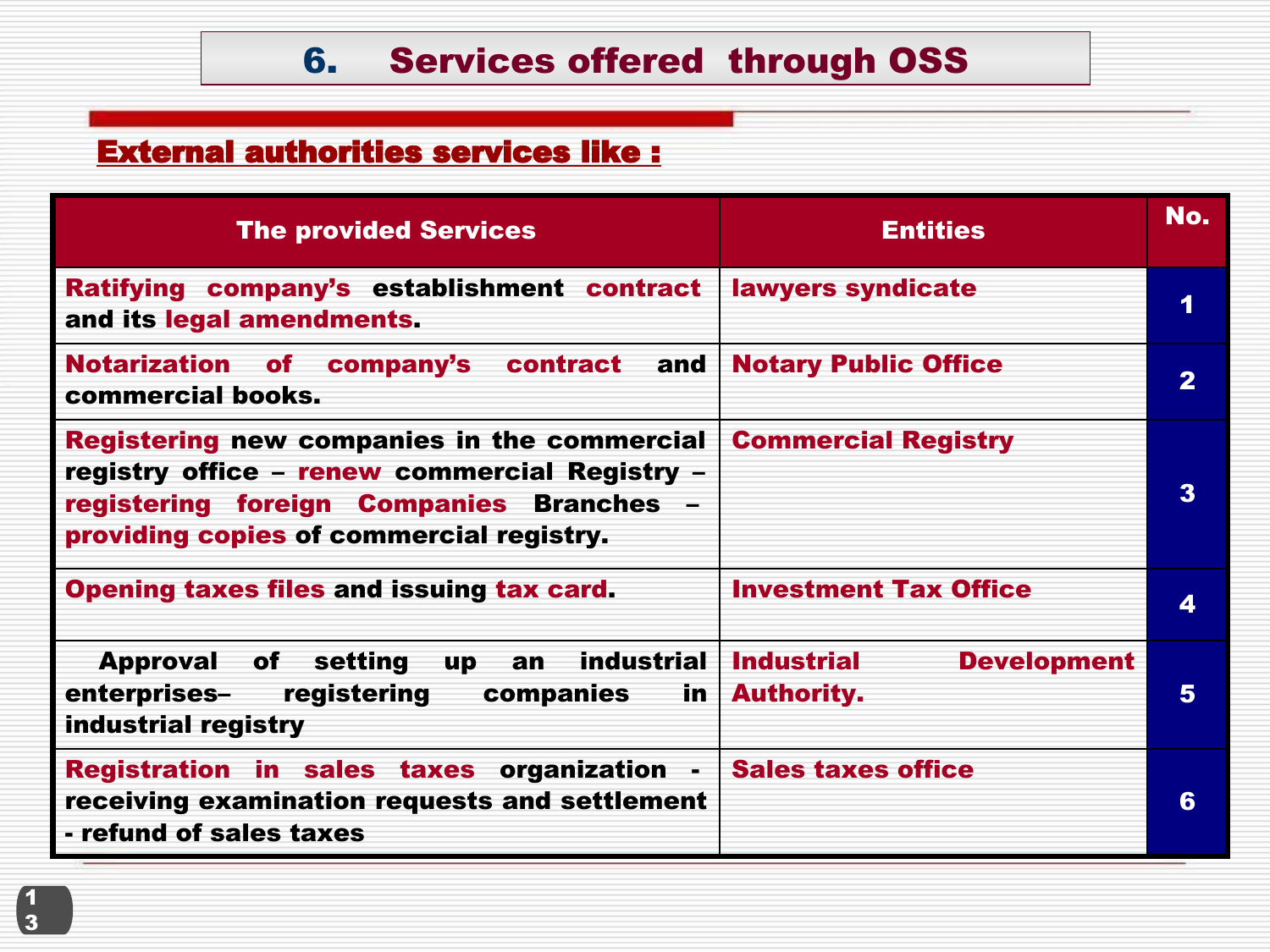# 6. Services offered through OSS

## External authorities services like :

| The provided Services | Entities | No. |
|---|---|---|
| Ratifying company's establishment contract and its legal amendments. | lawyers syndicate | 1 |
| Notarization of company's contract and commercial books. | Notary Public Office | 2 |
| Registering new companies in the commercial registry office – renew commercial Registry – registering foreign Companies Branches – providing copies of commercial registry. | Commercial Registry | 3 |
| Opening taxes files and issuing tax card. | Investment Tax Office | 4 |
| Approval of setting up an industrial enterprises– registering companies in industrial registry | Industrial Development Authority. | 5 |
| Registration in sales taxes organization - receiving examination requests and settlement - refund of sales taxes | Sales taxes office | 6 |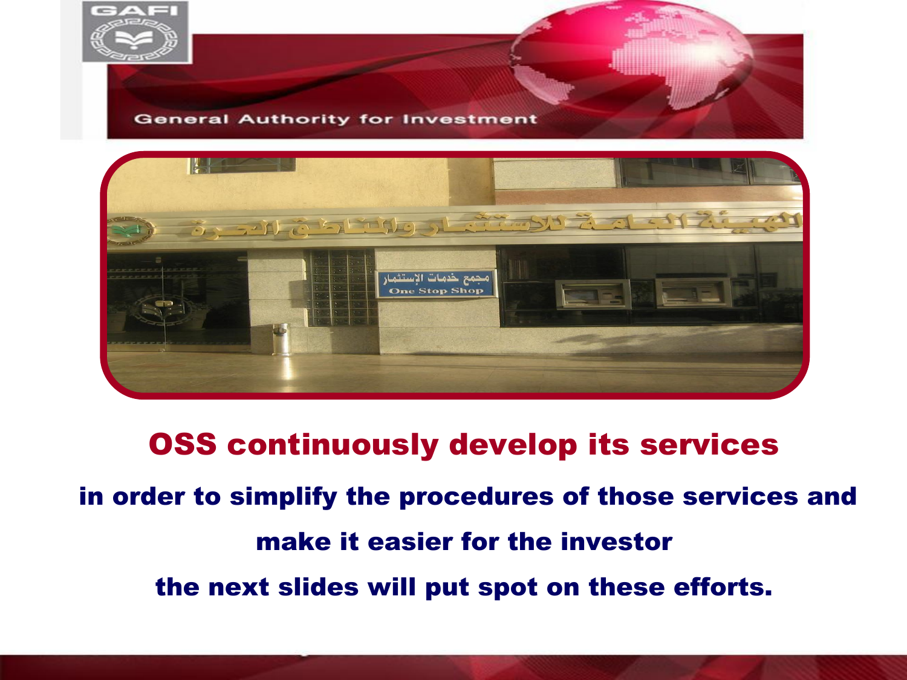# OSS continuously develop its services

**in order to simplify the procedures of those services and make it easier for the investor**

**the next slides will put spot on these efforts.**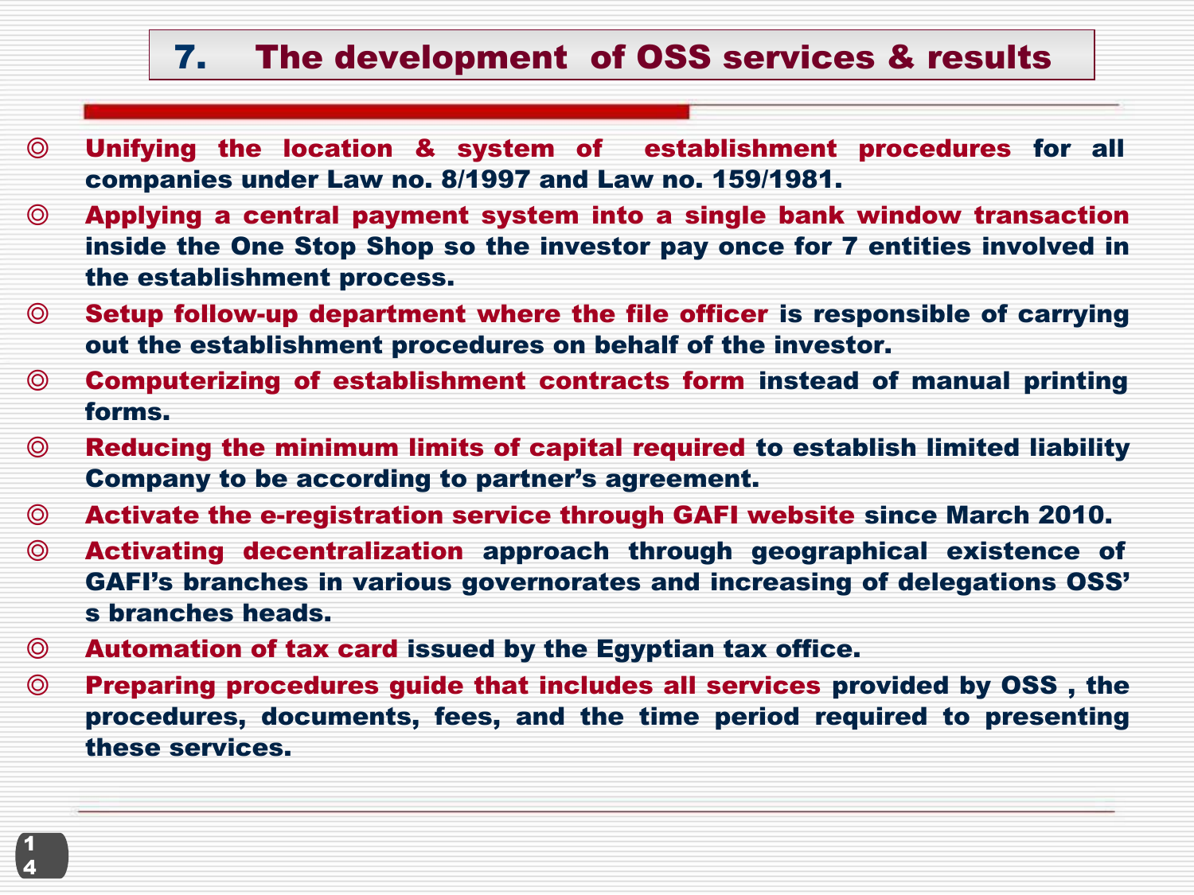## 7. The development of OSS services & results

- **Unifying the location & system of establishment procedures** for all companies under Law no. 8/1997 and Law no. 159/1981.
- **Applying a central payment system into a single bank window transaction** inside the One Stop Shop so the investor pay once for 7 entities involved in the establishment process.
- **Setup follow-up department where the file officer** is responsible of carrying out the establishment procedures on behalf of the investor.
- **Computerizing of establishment contracts form** instead of manual printing forms.
- **Reducing the minimum limits of capital required** to establish limited liability Company to be according to partner's agreement.
- **Activate the e-registration service through GAFI website** since March 2010.
- **Activating decentralization** approach through geographical existence of GAFI's branches in various governorates and increasing of delegations OSS' s branches heads.
- **Automation of tax card** issued by the Egyptian tax office.
- **Preparing procedures guide that includes all services** provided by OSS , the procedures, documents, fees, and the time period required to presenting these services.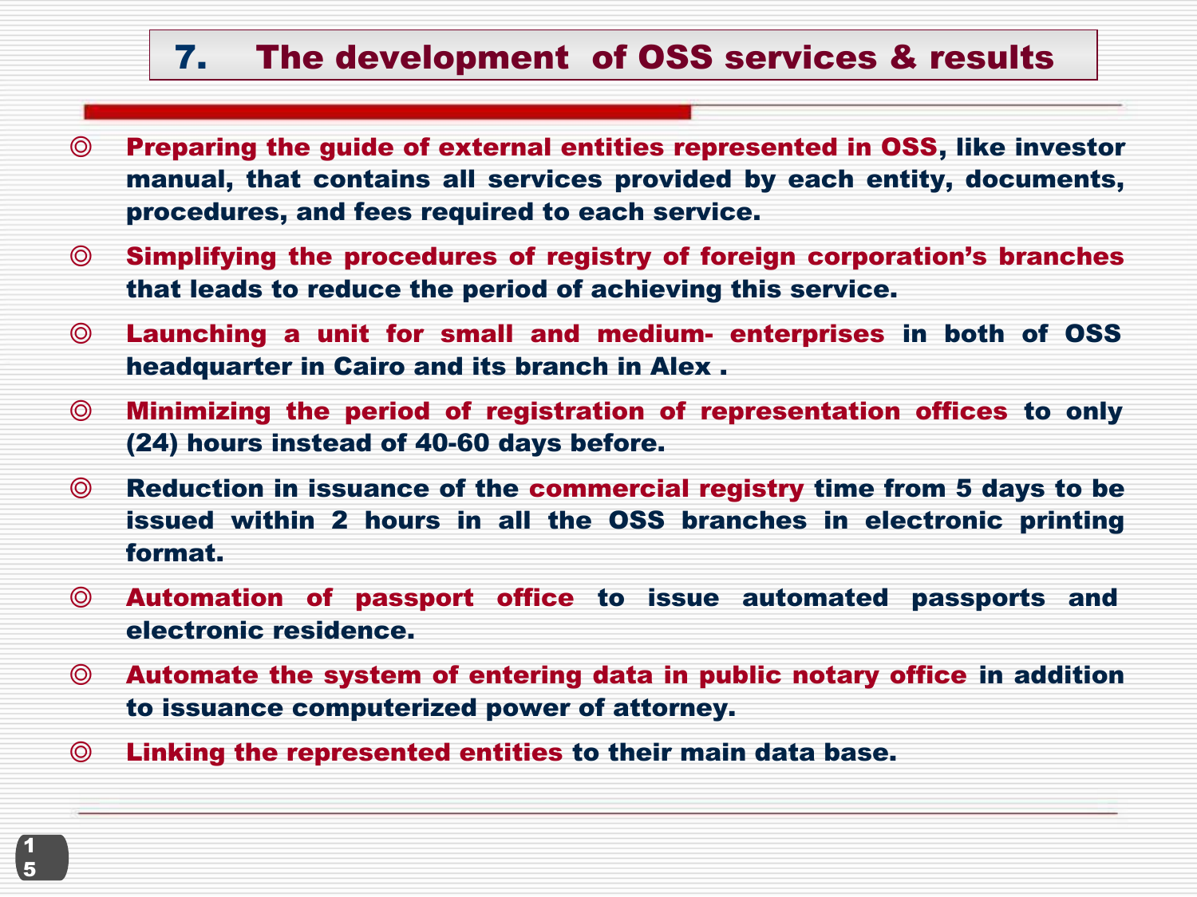## 7. The development of OSS services & results

- **Preparing the guide of external entities represented in OSS**, like investor manual, that contains all services provided by each entity, documents, procedures, and fees required to each service.
- **Simplifying the procedures of registry of foreign corporation's branches** that leads to reduce the period of achieving this service.
- **Launching a unit for small and medium- enterprises** in both of OSS headquarter in Cairo and its branch in Alex .
- **Minimizing the period of registration of representation offices** to only (24) hours instead of 40-60 days before.
- Reduction in issuance of the **commercial registry** time from 5 days to be issued within 2 hours in all the OSS branches in electronic printing format.
- **Automation of passport office** to issue automated passports and electronic residence.
- **Automate the system of entering data in public notary office** in addition to issuance computerized power of attorney.
- **Linking the represented entities** to their main data base.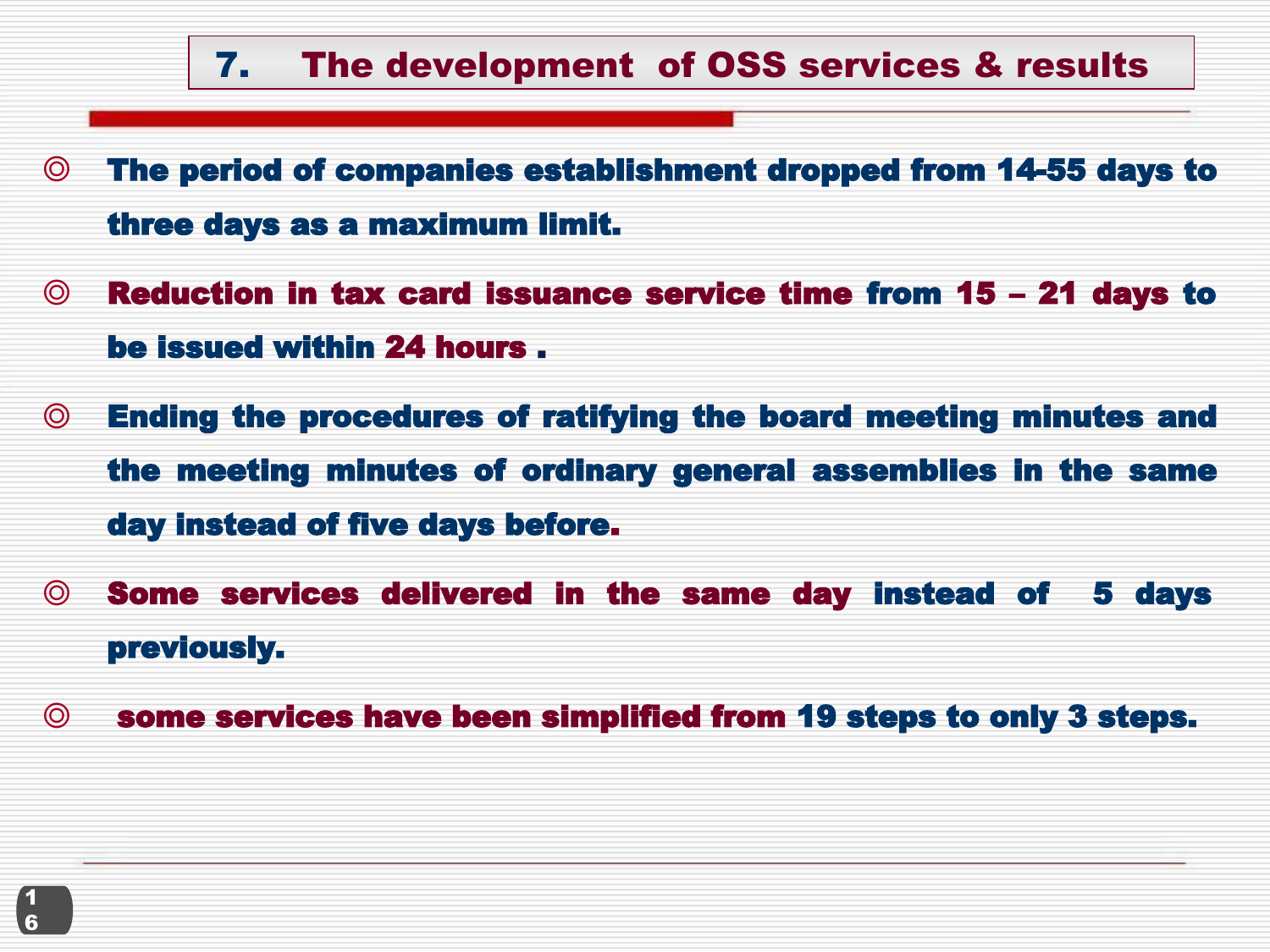## 7. The development of OSS services & results

- The period of companies establishment dropped from 14-55 days to three days as a maximum limit.
- Reduction in tax card issuance service time from 15 – 21 days to be issued within 24 hours .
- Ending the procedures of ratifying the board meeting minutes and the meeting minutes of ordinary general assemblies in the same day instead of five days before.
- Some services delivered in the same day instead of 5 days previously.
- some services have been simplified from 19 steps to only 3 steps.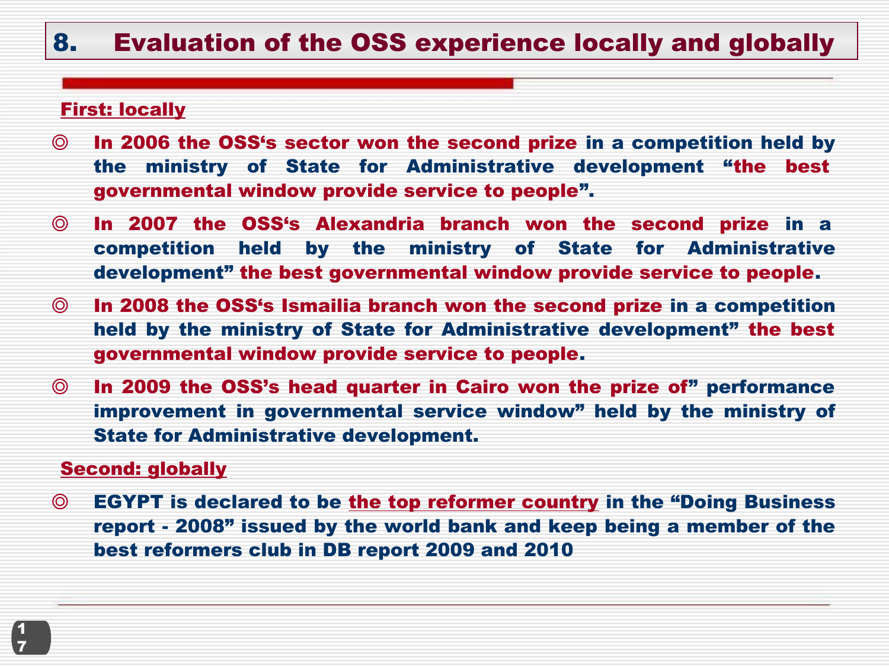# 8. Evaluation of the OSS experience locally and globally

**First: locally**

- In 2006 the OSS's sector won the second prize in a competition held by the ministry of State for Administrative development "the best governmental window provide service to people".
- In 2007 the OSS's Alexandria branch won the second prize in a competition held by the ministry of State for Administrative development" the best governmental window provide service to people.
- In 2008 the OSS's Ismailia branch won the second prize in a competition held by the ministry of State for Administrative development" the best governmental window provide service to people.
- In 2009 the OSS's head quarter in Cairo won the prize of" performance improvement in governmental service window" held by the ministry of State for Administrative development.

**Second: globally**

- EGYPT is declared to be the top reformer country in the "Doing Business report - 2008" issued by the world bank and keep being a member of the best reformers club in DB report 2009 and 2010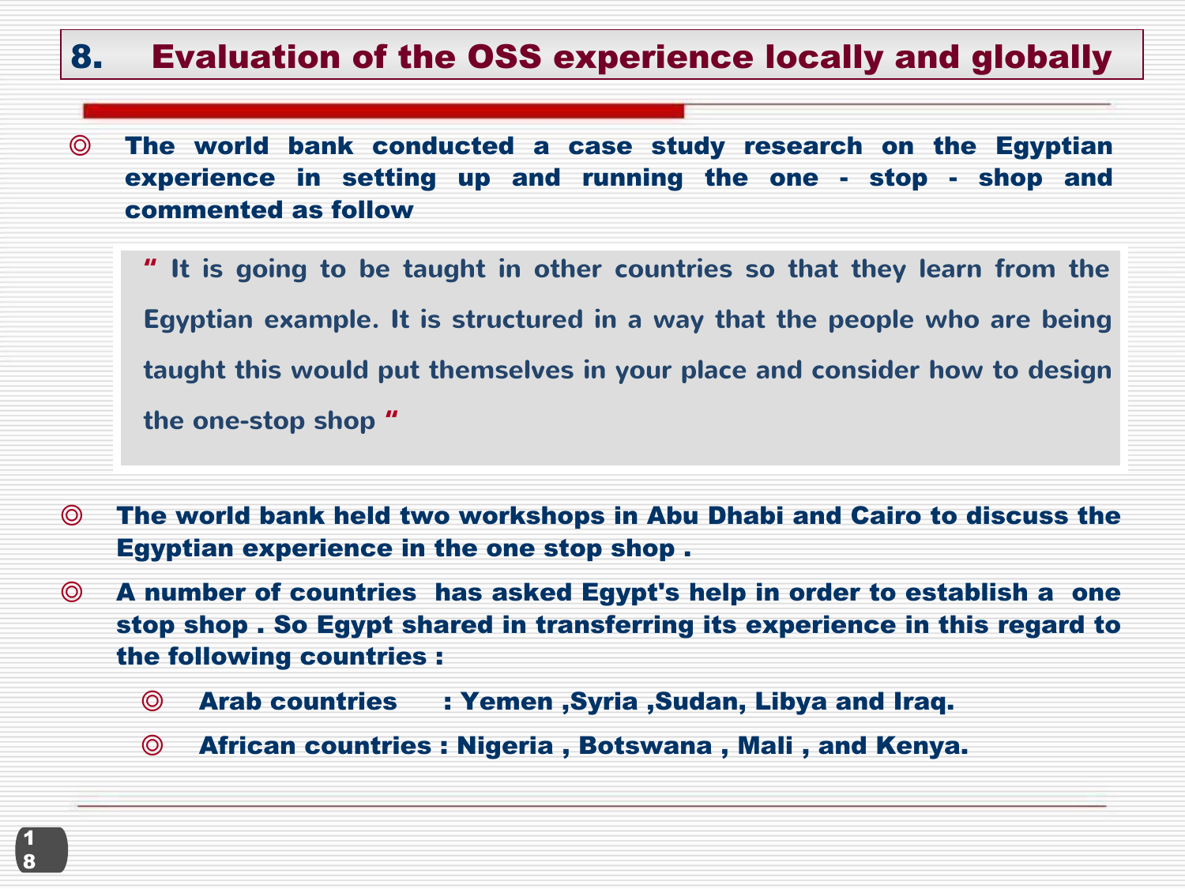# 8. Evaluation of the OSS experience locally and globally

- **The world bank conducted a case study research on the Egyptian experience in setting up and running the one - stop - shop and commented as follow**

> " It is going to be taught in other countries so that they learn from the Egyptian example. It is structured in a way that the people who are being taught this would put themselves in your place and consider how to design the one-stop shop "

- **The world bank held two workshops in Abu Dhabi and Cairo to discuss the Egyptian experience in the one stop shop .**
- **A number of countries has asked Egypt's help in order to establish a one stop shop . So Egypt shared in transferring its experience in this regard to the following countries :**
  - **Arab countries : Yemen ,Syria ,Sudan, Libya and Iraq.**
  - **African countries : Nigeria , Botswana , Mali , and Kenya.**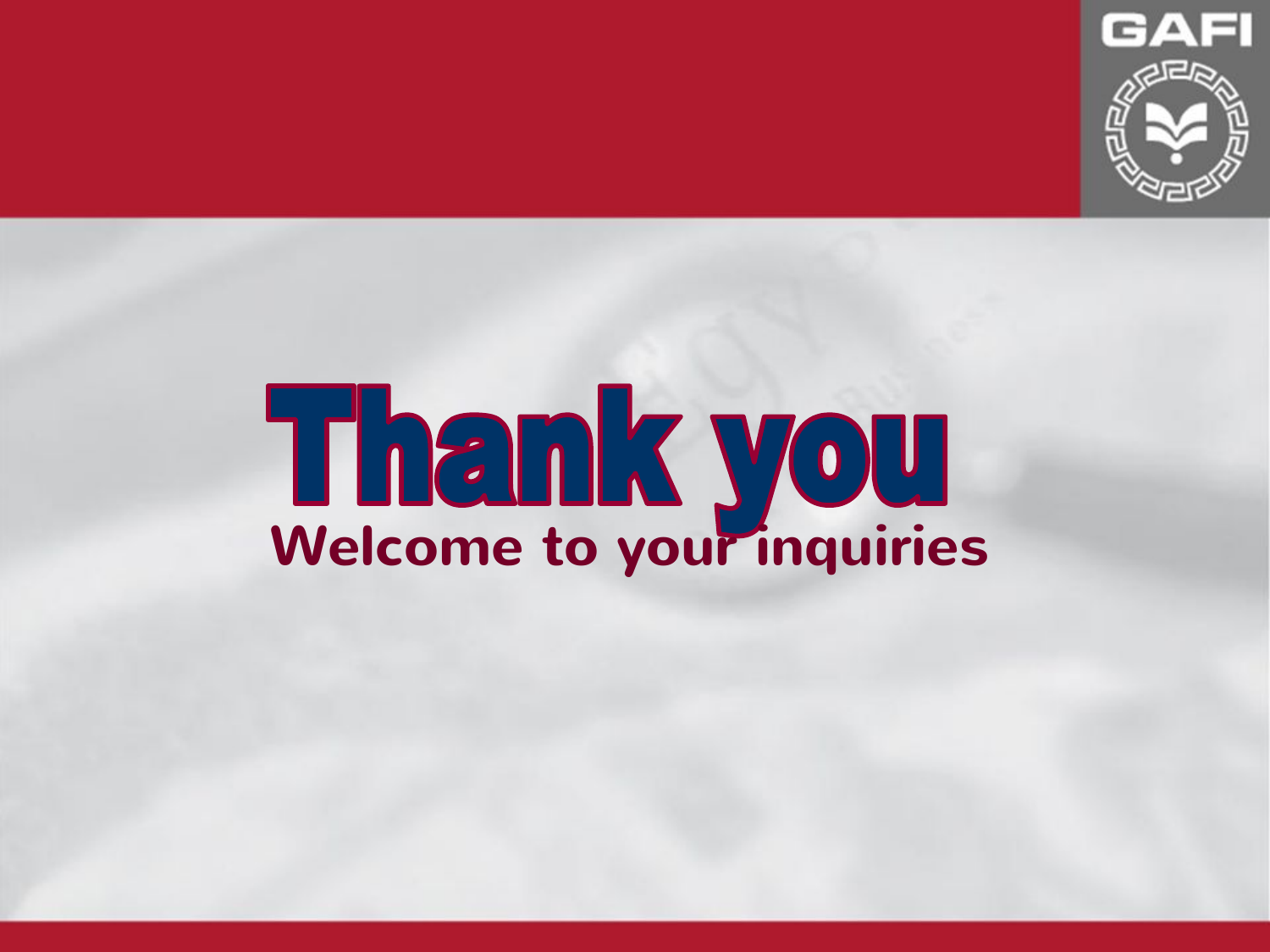# Thank you

Welcome to your inquiries